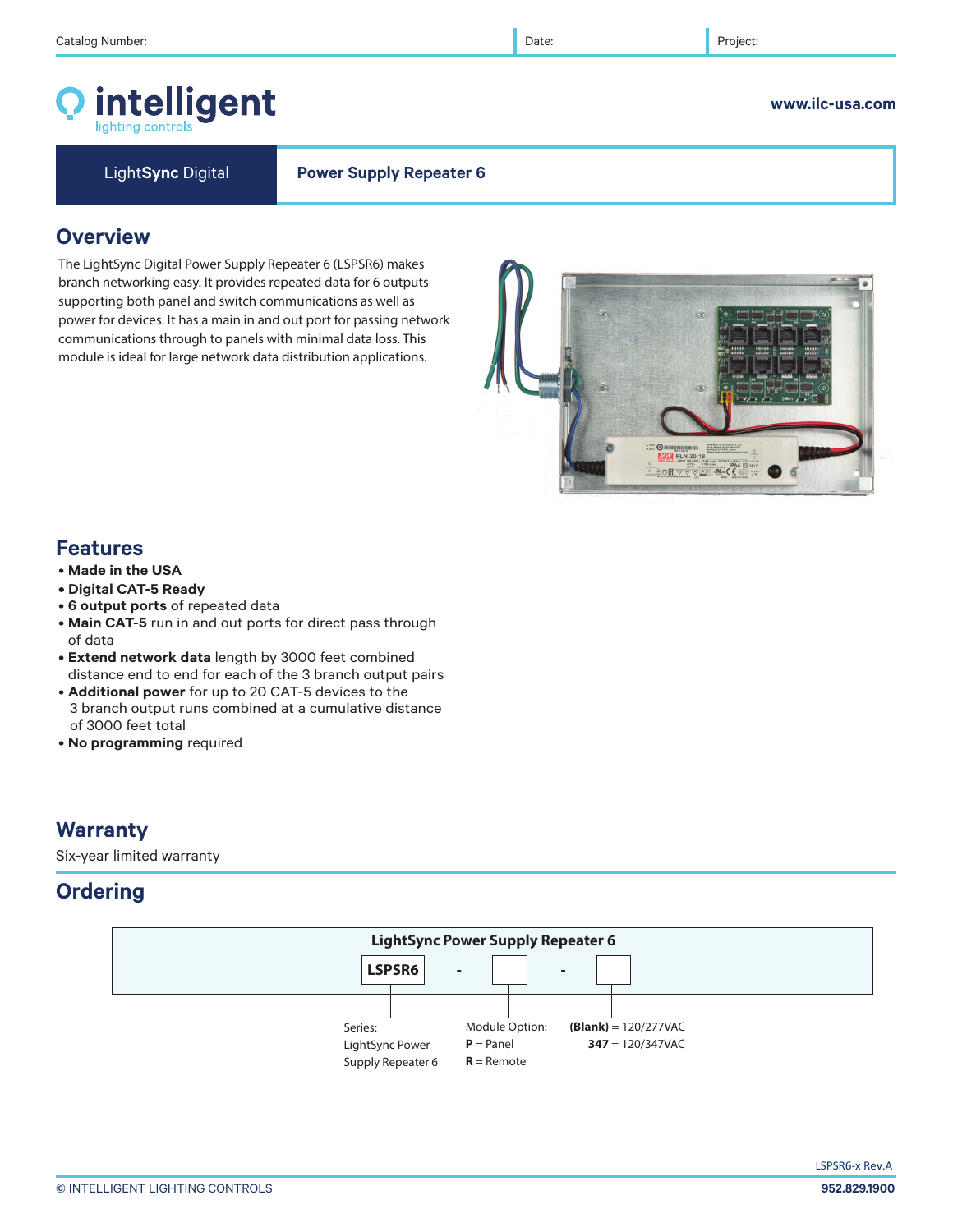Catalog Number: | Date: | Project:

**intelligent** lighting controls

www.ilc-usa.com

LightSync Digital

# Power Supply Repeater 6

## Overview

The LightSync Digital Power Supply Repeater 6 (LSPSR6) makes branch networking easy. It provides repeated data for 6 outputs supporting both panel and switch communications as well as power for devices. It has a main in and out port for passing network communications through to panels with minimal data loss. This module is ideal for large network data distribution applications.

## Features

- **Made in the USA**
- **Digital CAT-5 Ready**
- **6 output ports** of repeated data
- **Main CAT-5** run in and out ports for direct pass through of data
- **Extend network data** length by 3000 feet combined distance end to end for each of the 3 branch output pairs
- **Additional power** for up to 20 CAT-5 devices to the 3 branch output runs combined at a cumulative distance of 3000 feet total
- **No programming** required

## Warranty

Six-year limited warranty

## Ordering

**LightSync Power Supply Repeater 6**

**LSPSR6** - [ ] - [ ]

| Series: | Module Option: | |
|---|---|---|
| LightSync Power Supply Repeater 6 | **P** = Panel | **(Blank)** = 120/277VAC |
| | **R** = Remote | **347** = 120/347VAC |

LSPSR6-x Rev.A

© INTELLIGENT LIGHTING CONTROLS

952.829.1900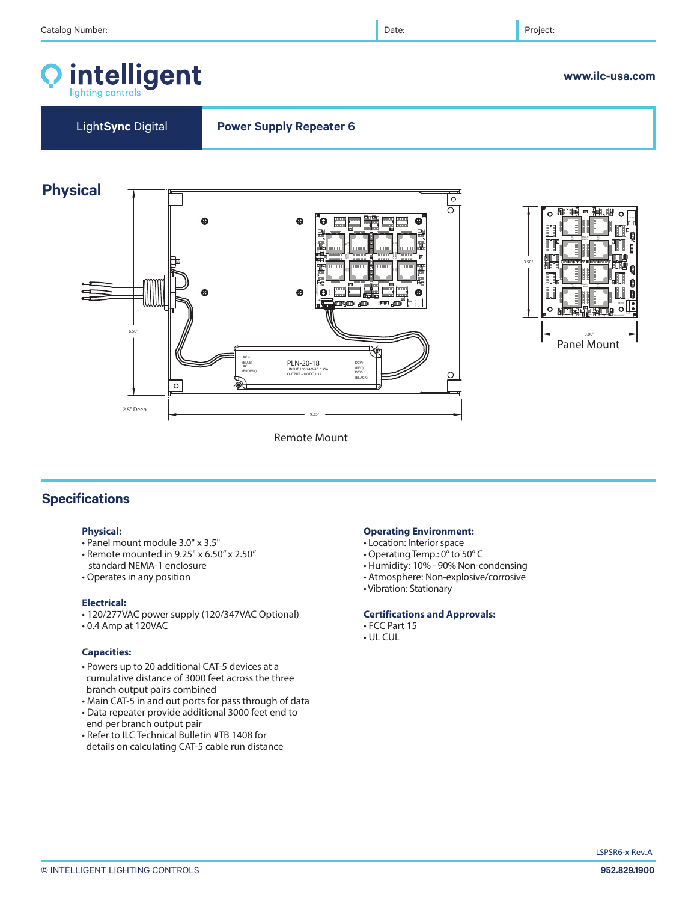Catalog Number: | Date: | Project:

# intelligent
lighting controls

www.ilc-usa.com

**LightSync Digital** | **Power Supply Repeater 6**

## Physical

6.50"

2.5" Deep

9.25"

ACN (BLUE) ACL (BROWN)

PLN-20-18
INPUT 100-240VAC 0.55A
OUTPUT +18VDC 1.1A

DCV+ (RED) DCV- (BLACK)

Remote Mount

3.50"

3.00"

Panel Mount

## Specifications

### Physical:
- Panel mount module 3.0" x 3.5"
- Remote mounted in 9.25" x 6.50" x 2.50" standard NEMA-1 enclosure
- Operates in any position

### Electrical:
- 120/277VAC power supply (120/347VAC Optional)
- 0.4 Amp at 120VAC

### Capacities:
- Powers up to 20 additional CAT-5 devices at a cumulative distance of 3000 feet across the three branch output pairs combined
- Main CAT-5 in and out ports for pass through of data
- Data repeater provide additional 3000 feet end to end per branch output pair
- Refer to ILC Technical Bulletin #TB 1408 for details on calculating CAT-5 cable run distance

### Operating Environment:
- Location: Interior space
- Operating Temp.: 0° to 50° C
- Humidity: 10% - 90% Non-condensing
- Atmosphere: Non-explosive/corrosive
- Vibration: Stationary

### Certifications and Approvals:
- FCC Part 15
- UL CUL

LSPSR6-x Rev.A

© INTELLIGENT LIGHTING CONTROLS

952.829.1900